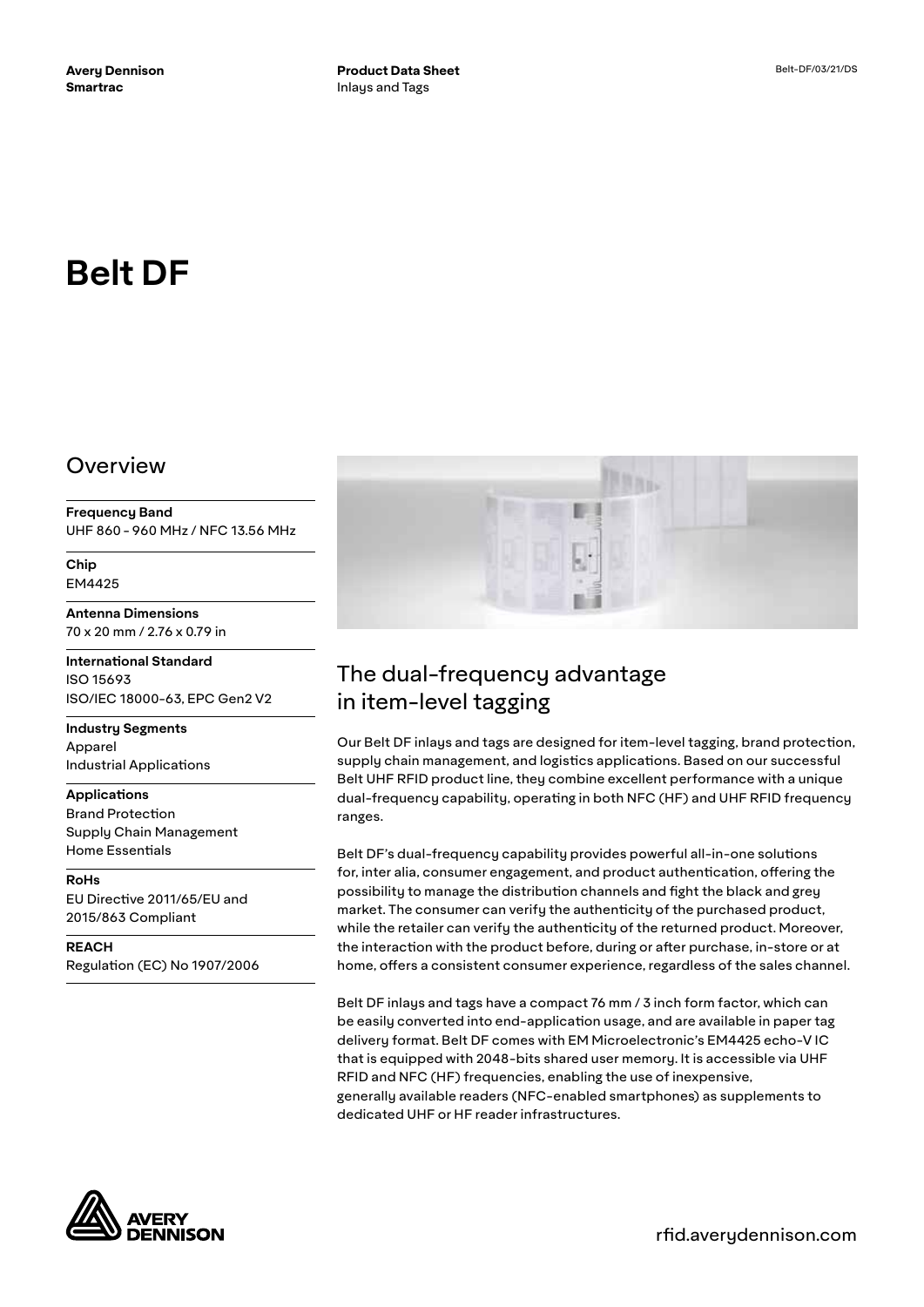Avery Dennison
Smartrac

Product Data Sheet
Inlays and Tags

Belt-DF/03/21/DS

# Belt DF

## Overview

**Frequency Band**
UHF 860 - 960 MHz / NFC 13.56 MHz

**Chip**
EM4425

**Antenna Dimensions**
70 x 20 mm / 2.76 x 0.79 in

**International Standard**
ISO 15693
ISO/IEC 18000-63, EPC Gen2 V2

**Industry Segments**
Apparel
Industrial Applications

**Applications**
Brand Protection
Supply Chain Management
Home Essentials

**RoHs**
EU Directive 2011/65/EU and 2015/863 Compliant

**REACH**
Regulation (EC) No 1907/2006

## The dual-frequency advantage in item-level tagging

Our Belt DF inlays and tags are designed for item-level tagging, brand protection, supply chain management, and logistics applications. Based on our successful Belt UHF RFID product line, they combine excellent performance with a unique dual-frequency capability, operating in both NFC (HF) and UHF RFID frequency ranges.

Belt DF's dual-frequency capability provides powerful all-in-one solutions for, inter alia, consumer engagement, and product authentication, offering the possibility to manage the distribution channels and fight the black and grey market. The consumer can verify the authenticity of the purchased product, while the retailer can verify the authenticity of the returned product. Moreover, the interaction with the product before, during or after purchase, in-store or at home, offers a consistent consumer experience, regardless of the sales channel.

Belt DF inlays and tags have a compact 76 mm / 3 inch form factor, which can be easily converted into end-application usage, and are available in paper tag delivery format. Belt DF comes with EM Microelectronic's EM4425 echo-V IC that is equipped with 2048-bits shared user memory. It is accessible via UHF RFID and NFC (HF) frequencies, enabling the use of inexpensive, generally available readers (NFC-enabled smartphones) as supplements to dedicated UHF or HF reader infrastructures.

rfid.averydennison.com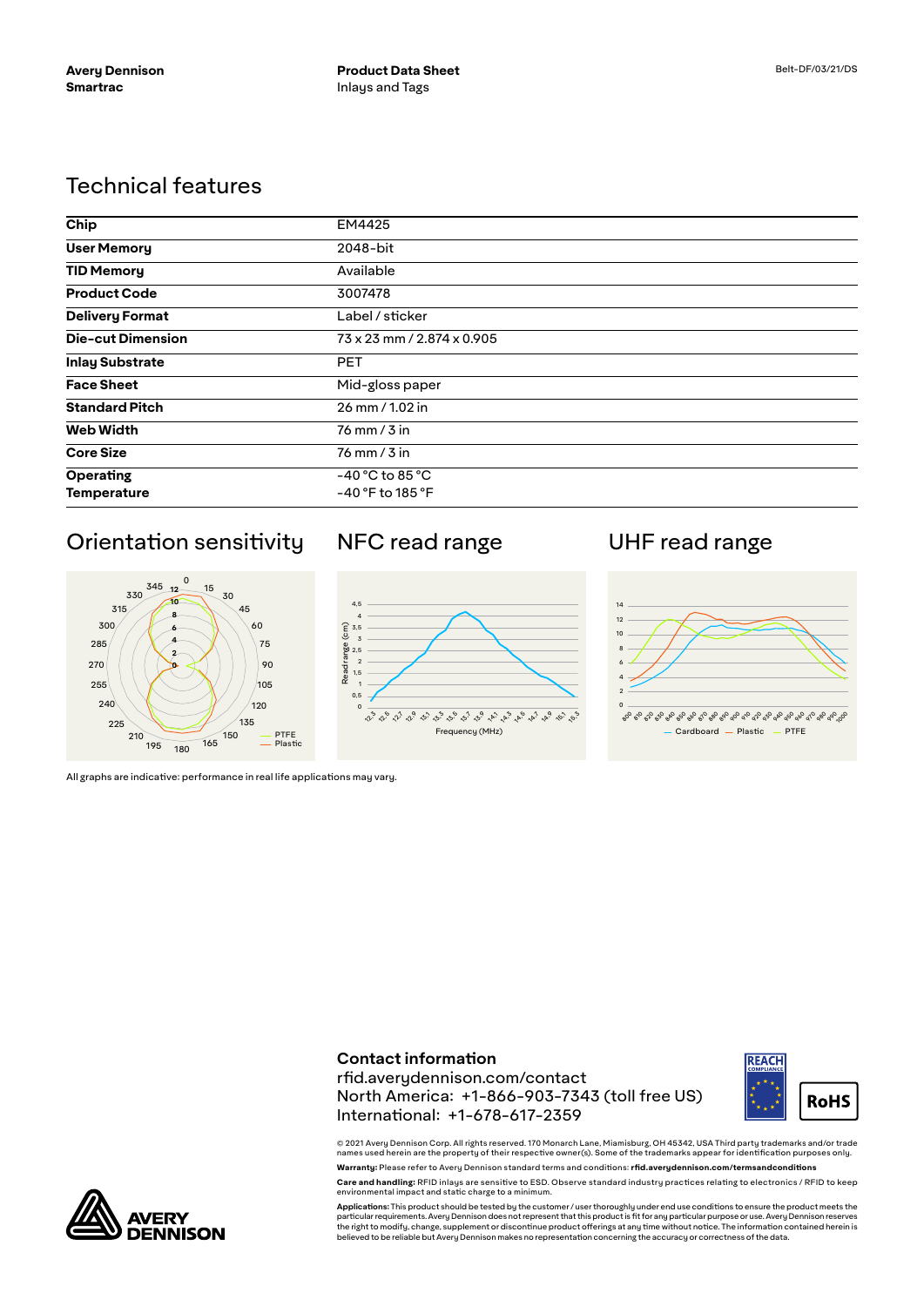## Technical features

| | |
|---|---|
| **Chip** | EM4425 |
| **User Memory** | 2048-bit |
| **TID Memory** | Available |
| **Product Code** | 3007478 |
| **Delivery Format** | Label / sticker |
| **Die-cut Dimension** | 73 x 23 mm / 2.874 x 0.905 |
| **Inlay Substrate** | PET |
| **Face Sheet** | Mid-gloss paper |
| **Standard Pitch** | 26 mm / 1.02 in |
| **Web Width** | 76 mm / 3 in |
| **Core Size** | 76 mm / 3 in |
| **Operating Temperature** | -40 °C to 85 °C<br>-40 °F to 185 °F |

## Orientation sensitivity

0 15 30 45 60 75 90 105 120 135 150 165 180 195 210 225 240 255 270 285 300 315 330 345

0 2 4 6 8 10 12

PTFE
Plastic

## NFC read range

Read range (cm)

0 0,5 1 1,5 2 2,5 3 3,5 4 4,5

12,5 12,6 12,7 12,9 13,1 13,3 13,5 13,7 13,9 14,1 14,3 14,5 14,7 14,9 15,1 15,3

Frequency (MHz)

## UHF read range

0 2 4 6 8 10 12 14

800 810 820 830 840 850 860 870 880 890 900 910 920 930 940 950 960 970 980 990 1000

Cardboard Plastic PTFE

All graphs are indicative: performance in real life applications may vary.

### Contact information

rfid.averydennison.com/contact
North America: +1-866-903-7343 (toll free US)
International: +1-678-617-2359

REACH COMPLIANCE

RoHS

© 2021 Avery Dennison Corp. All rights reserved. 170 Monarch Lane, Miamisburg, OH 45342, USA Third party trademarks and/or trade names used herein are the property of their respective owner(s). Some of the trademarks appear for identification purposes only.

**Warranty:** Please refer to Avery Dennison standard terms and conditions: **rfid.averydennison.com/termsandconditions**

**Care and handling:** RFID inlays are sensitive to ESD. Observe standard industry practices relating to electronics / RFID to keep environmental impact and static charge to a minimum.

**Applications:** This product should be tested by the customer / user thoroughly under end use conditions to ensure the product meets the particular requirements. Avery Dennison does not represent that this product is fit for any particular purpose or use. Avery Dennison reserves the right to modify, change, supplement or discontinue product offerings at any time without notice. The information contained herein is believed to be reliable but Avery Dennison makes no representation concerning the accuracy or correctness of the data.

AVERY DENNISON